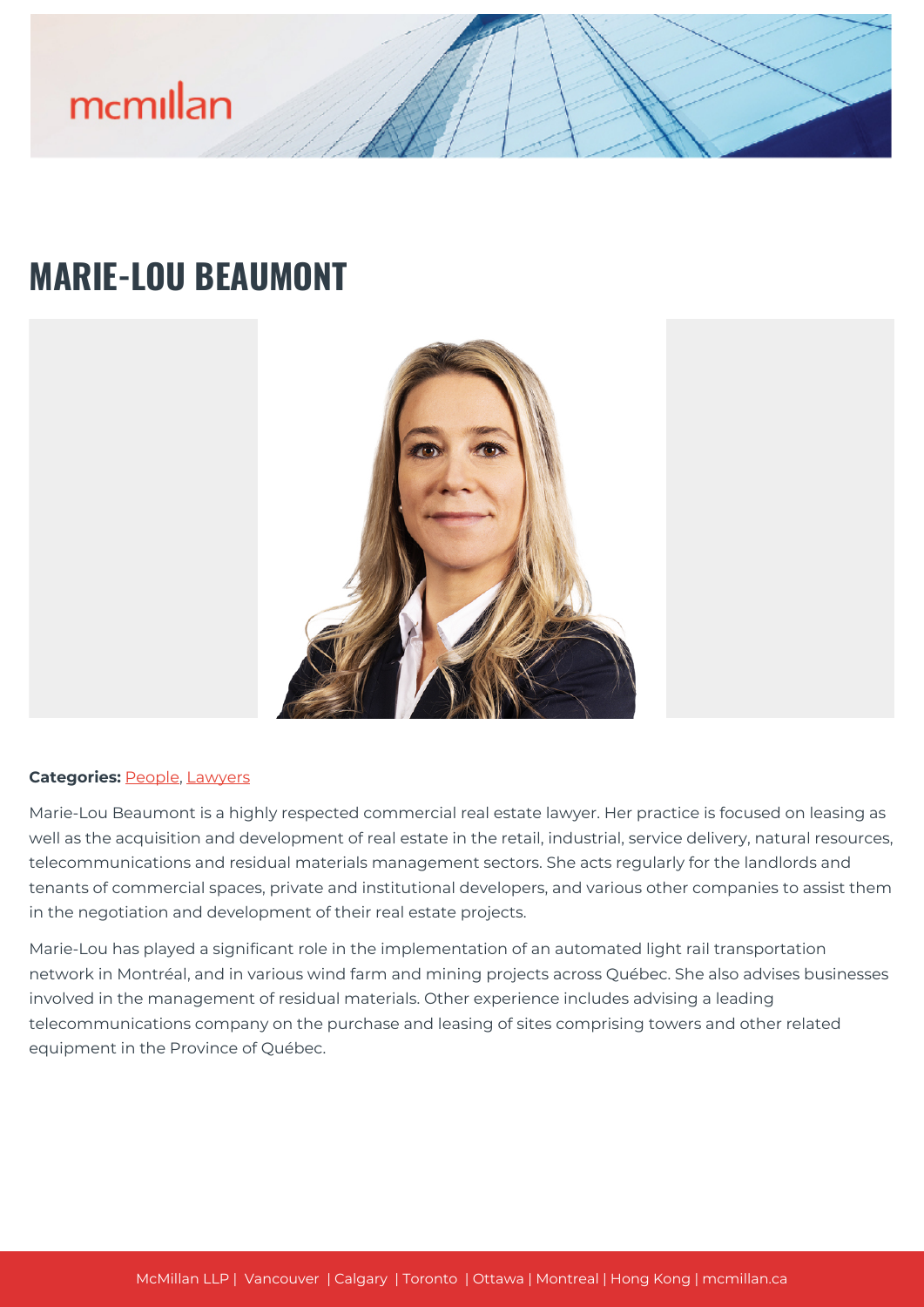# MARIE-LOU BEAUMONT

**Categories:** People, Lawyers

Marie-Lou Beaumont is a highly respected commercial real estate lawyer. Her practice is focused on leasing as well as the acquisition and development of real estate in the retail, industrial, service delivery, natural resources, telecommunications and residual materials management sectors. She acts regularly for the landlords and tenants of commercial spaces, private and institutional developers, and various other companies to assist them in the negotiation and development of their real estate projects.

Marie-Lou has played a significant role in the implementation of an automated light rail transportation network in Montréal, and in various wind farm and mining projects across Québec. She also advises businesses involved in the management of residual materials. Other experience includes advising a leading telecommunications company on the purchase and leasing of sites comprising towers and other related equipment in the Province of Québec.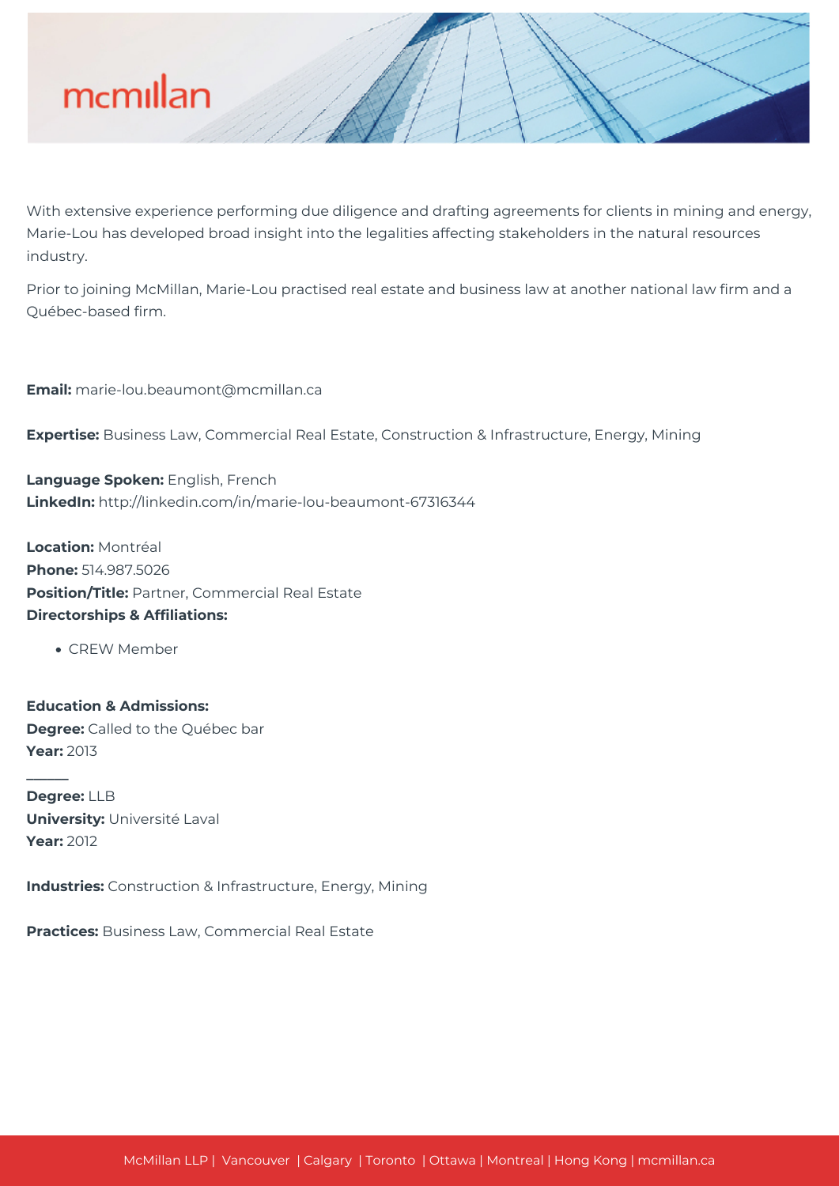With extensive experience performing due diligence and drafting agreements for clients in mining and energy, Marie-Lou has developed broad insight into the legalities affecting stakeholders in the natural resources industry.

Prior to joining McMillan, Marie-Lou practised real estate and business law at another national law firm and a Québec-based firm.

**Email:** marie-lou.beaumont@mcmillan.ca

**Expertise:** Business Law, Commercial Real Estate, Construction & Infrastructure, Energy, Mining

**Language Spoken:** English, French
**LinkedIn:** http://linkedin.com/in/marie-lou-beaumont-67316344

**Location:** Montréal
**Phone:** 514.987.5026
**Position/Title:** Partner, Commercial Real Estate
**Directorships & Affiliations:**

- CREW Member

**Education & Admissions:**
**Degree:** Called to the Québec bar
**Year:** 2013

---

**Degree:** LLB
**University:** Université Laval
**Year:** 2012

**Industries:** Construction & Infrastructure, Energy, Mining

**Practices:** Business Law, Commercial Real Estate